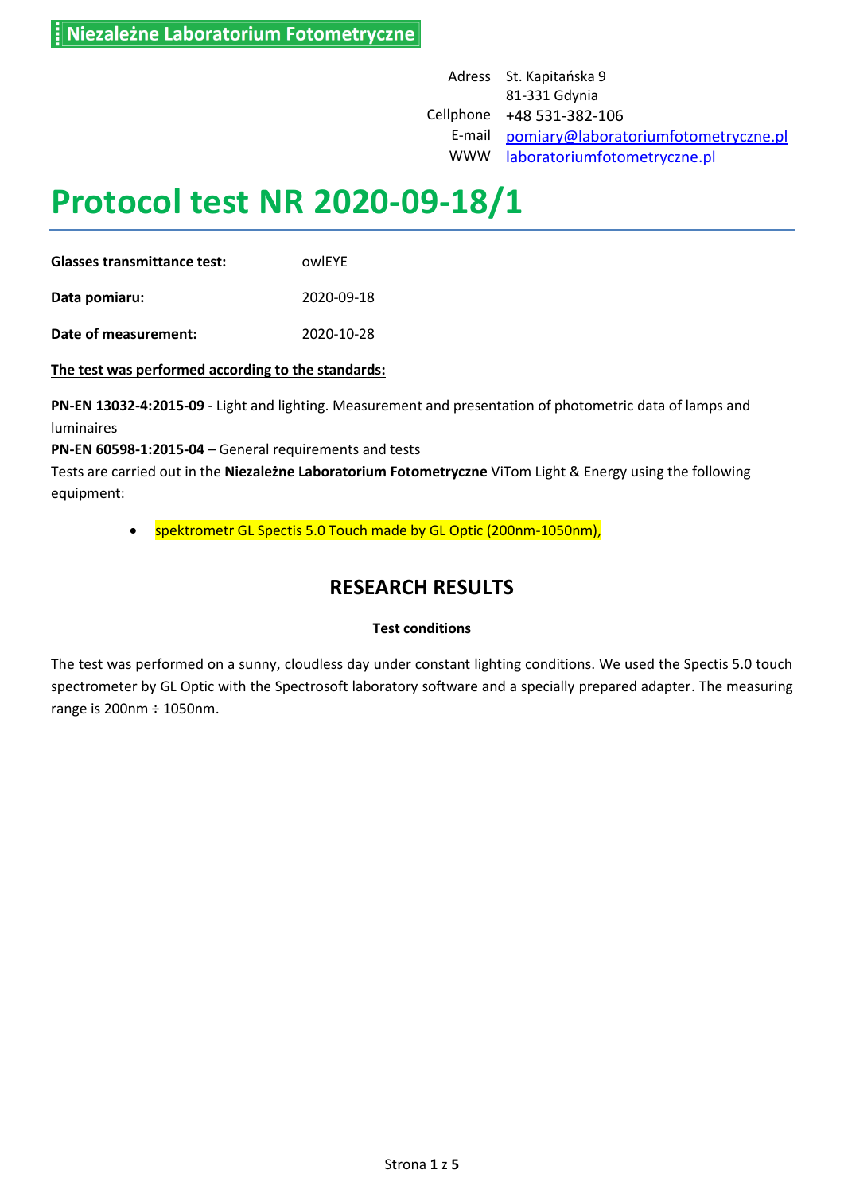Niezależne Laboratorium Fotometryczne

| | |
|---|---|
| Adress | St. Kapitańska 9<br>81-331 Gdynia |
| Cellphone | +48 531-382-106 |
| E-mail | pomiary@laboratoriumfotometryczne.pl |
| WWW | laboratoriumfotometryczne.pl |

# Protocol test NR 2020-09-18/1

| | |
|---|---|
| **Glasses transmittance test:** | owlEYE |
| **Data pomiaru:** | 2020-09-18 |
| **Date of measurement:** | 2020-10-28 |

**The test was performed according to the standards:**

**PN-EN 13032-4:2015-09** - Light and lighting. Measurement and presentation of photometric data of lamps and luminaires
**PN-EN 60598-1:2015-04** – General requirements and tests
Tests are carried out in the **Niezależne Laboratorium Fotometryczne** ViTom Light & Energy using the following equipment:

- spektrometr GL Spectis 5.0 Touch made by GL Optic (200nm-1050nm),

## RESEARCH RESULTS

**Test conditions**

The test was performed on a sunny, cloudless day under constant lighting conditions. We used the Spectis 5.0 touch spectrometer by GL Optic with the Spectrosoft laboratory software and a specially prepared adapter. The measuring range is 200nm ÷ 1050nm.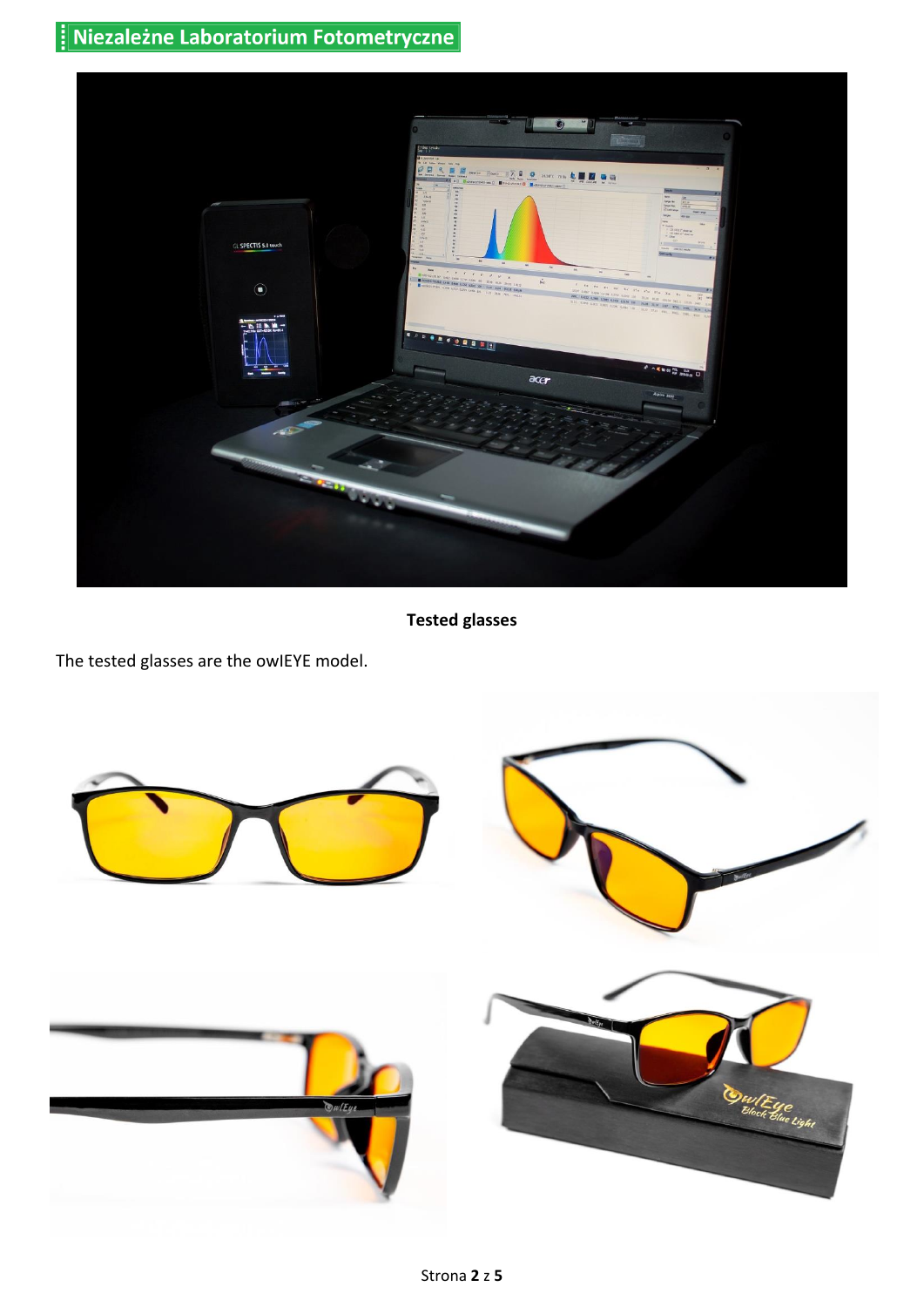**Tested glasses**

The tested glasses are the owlEYE model.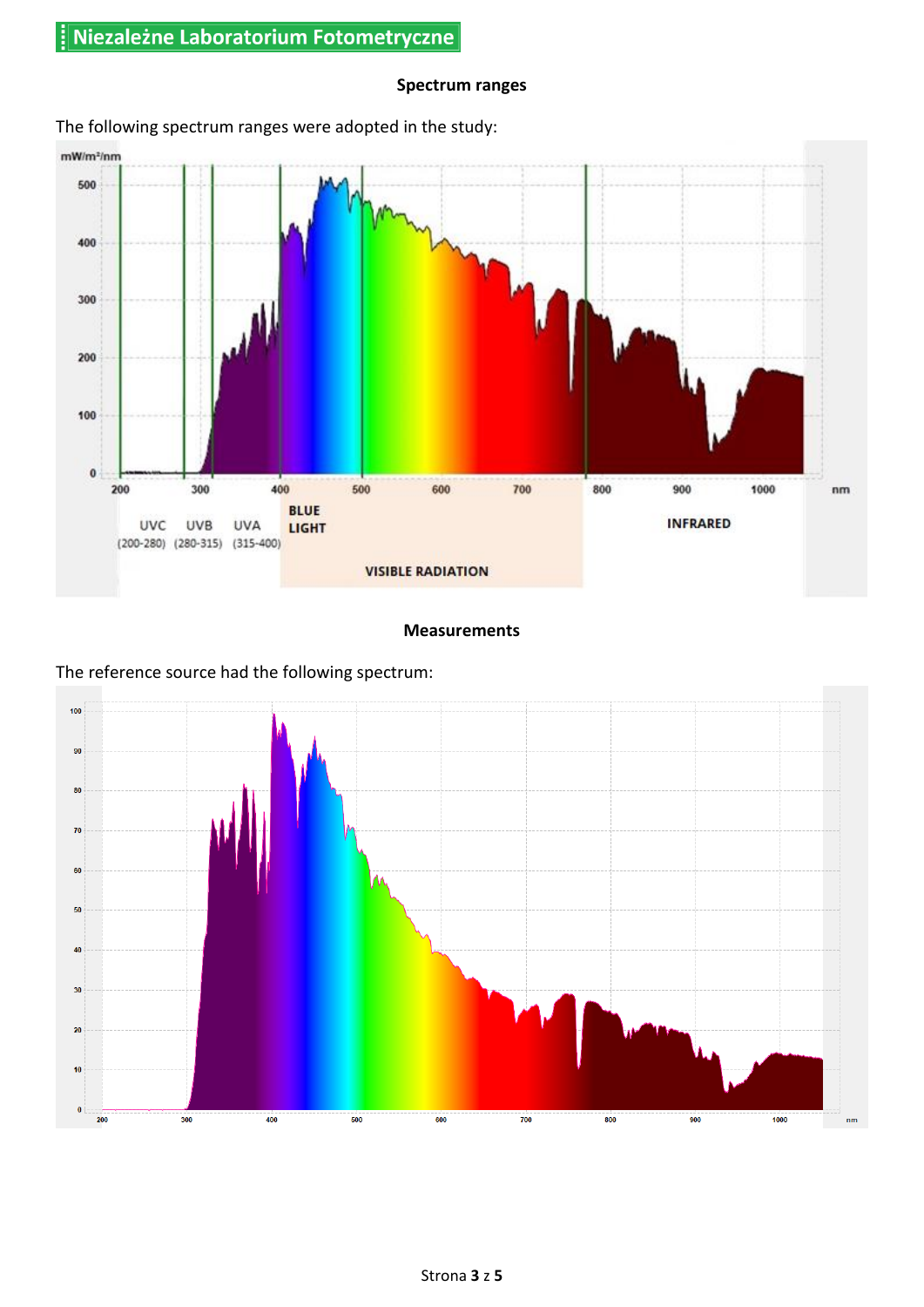## Spectrum ranges

The following spectrum ranges were adopted in the study:

## Measurements

The reference source had the following spectrum: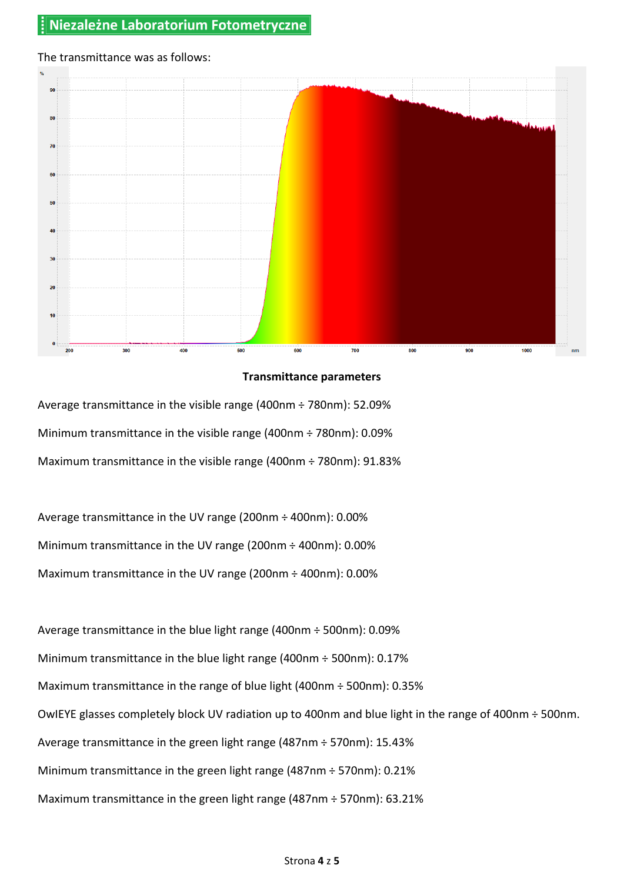Niezależne Laboratorium Fotometryczne

The transmittance was as follows:

**Transmittance parameters**

Average transmittance in the visible range (400nm ÷ 780nm): 52.09%

Minimum transmittance in the visible range (400nm ÷ 780nm): 0.09%

Maximum transmittance in the visible range (400nm ÷ 780nm): 91.83%

Average transmittance in the UV range (200nm ÷ 400nm): 0.00%

Minimum transmittance in the UV range (200nm ÷ 400nm): 0.00%

Maximum transmittance in the UV range (200nm ÷ 400nm): 0.00%

Average transmittance in the blue light range (400nm ÷ 500nm): 0.09%

Minimum transmittance in the blue light range (400nm ÷ 500nm): 0.17%

Maximum transmittance in the range of blue light (400nm ÷ 500nm): 0.35%

OwlEYE glasses completely block UV radiation up to 400nm and blue light in the range of 400nm ÷ 500nm.

Average transmittance in the green light range (487nm ÷ 570nm): 15.43%

Minimum transmittance in the green light range (487nm ÷ 570nm): 0.21%

Maximum transmittance in the green light range (487nm ÷ 570nm): 63.21%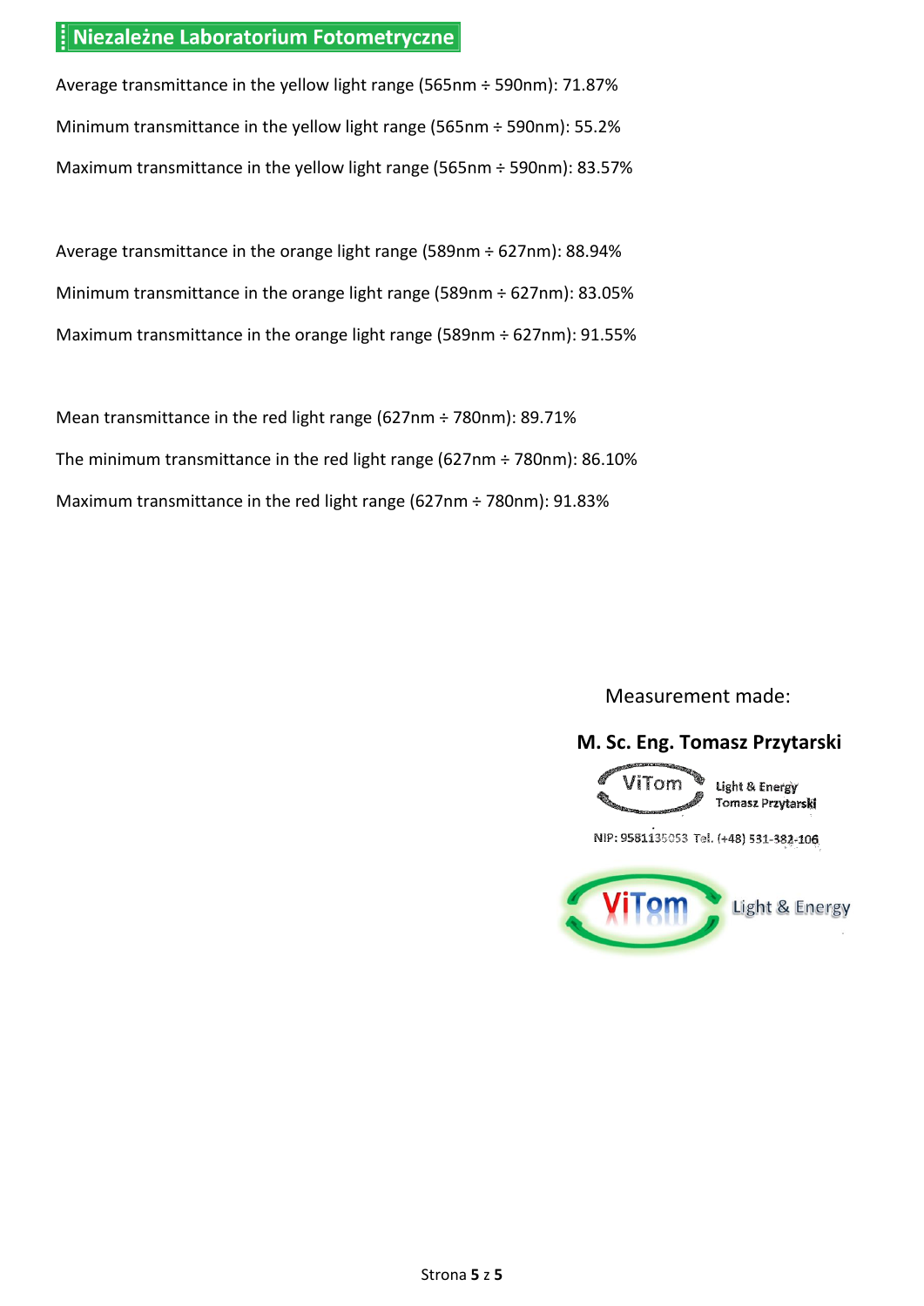## Niezależne Laboratorium Fotometryczne

Average transmittance in the yellow light range (565nm ÷ 590nm): 71.87%

Minimum transmittance in the yellow light range (565nm ÷ 590nm): 55.2%

Maximum transmittance in the yellow light range (565nm ÷ 590nm): 83.57%

Average transmittance in the orange light range (589nm ÷ 627nm): 88.94%

Minimum transmittance in the orange light range (589nm ÷ 627nm): 83.05%

Maximum transmittance in the orange light range (589nm ÷ 627nm): 91.55%

Mean transmittance in the red light range (627nm ÷ 780nm): 89.71%

The minimum transmittance in the red light range (627nm ÷ 780nm): 86.10%

Maximum transmittance in the red light range (627nm ÷ 780nm): 91.83%

Measurement made:

**M. Sc. Eng. Tomasz Przytarski**

ViTom Light & Energy Tomasz Przytarski

NIP: 9581135053 Tel. (+48) 531-382-106

ViTom Light & Energy